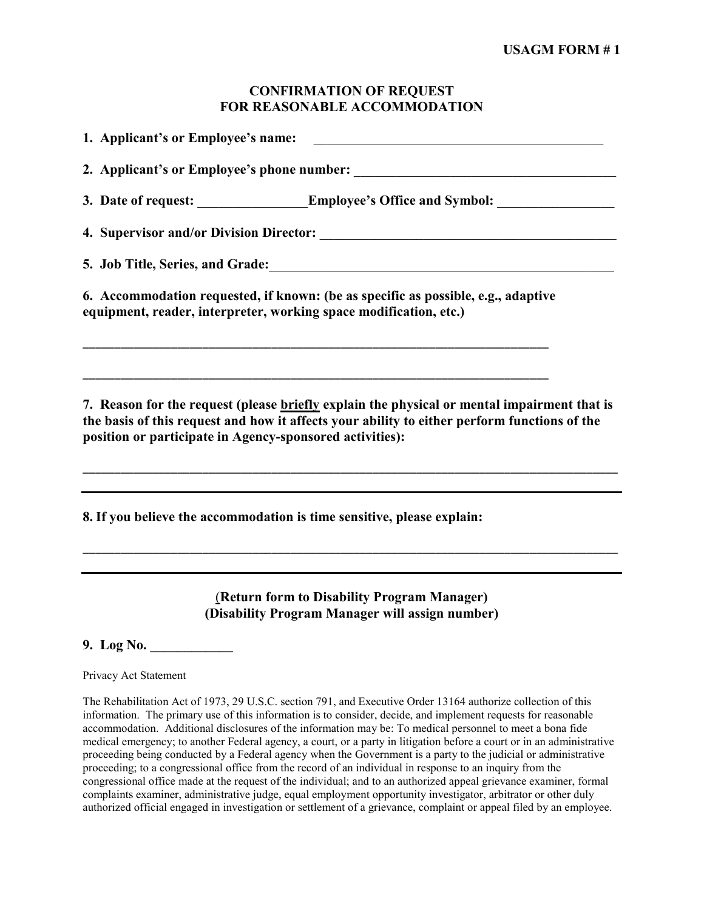**USAGM FORM # 1**

# CONFIRMATION OF REQUEST FOR REASONABLE ACCOMMODATION

**1. Applicant's or Employee's name:** ____________________________________________

**2. Applicant's or Employee's phone number:** ______________________________________

**3. Date of request:** ________________**Employee's Office and Symbol:** _________________

**4. Supervisor and/or Division Director:** ____________________________________________

**5. Job Title, Series, and Grade:**___________________________________________________

**6. Accommodation requested, if known: (be as specific as possible, e.g., adaptive equipment, reader, interpreter, working space modification, etc.)**

________________________________________________________________________

________________________________________________________________________

**7. Reason for the request (please <u>briefly</u> explain the physical or mental impairment that is the basis of this request and how it affects your ability to either perform functions of the position or participate in Agency-sponsored activities):**

________________________________________________________________________________

________________________________________________________________________________

**8. If you believe the accommodation is time sensitive, please explain:**

________________________________________________________________________________

________________________________________________________________________________

**(Return form to Disability Program Manager)**
**(Disability Program Manager will assign number)**

**9. Log No. ____________**

Privacy Act Statement

The Rehabilitation Act of 1973, 29 U.S.C. section 791, and Executive Order 13164 authorize collection of this information. The primary use of this information is to consider, decide, and implement requests for reasonable accommodation. Additional disclosures of the information may be: To medical personnel to meet a bona fide medical emergency; to another Federal agency, a court, or a party in litigation before a court or in an administrative proceeding being conducted by a Federal agency when the Government is a party to the judicial or administrative proceeding; to a congressional office from the record of an individual in response to an inquiry from the congressional office made at the request of the individual; and to an authorized appeal grievance examiner, formal complaints examiner, administrative judge, equal employment opportunity investigator, arbitrator or other duly authorized official engaged in investigation or settlement of a grievance, complaint or appeal filed by an employee.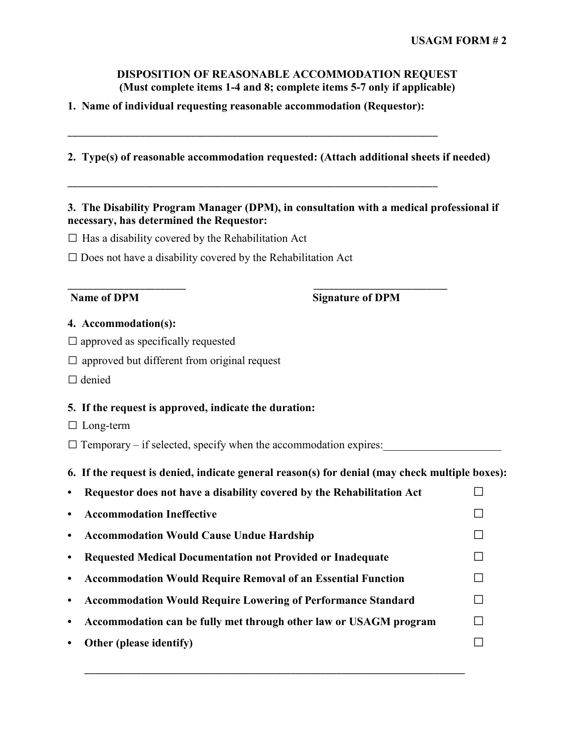**USAGM FORM # 2**

# DISPOSITION OF REASONABLE ACCOMMODATION REQUEST

**(Must complete items 1-4 and 8; complete items 5-7 only if applicable)**

**1. Name of individual requesting reasonable accommodation (Requestor):**

______________________________________________________________________

**2. Type(s) of reasonable accommodation requested: (Attach additional sheets if needed)**

______________________________________________________________________

**3. The Disability Program Manager (DPM), in consultation with a medical professional if necessary, has determined the Requestor:**

☐ Has a disability covered by the Rehabilitation Act

☐ Does not have a disability covered by the Rehabilitation Act

______________________ ________________________

**Name of DPM** **Signature of DPM**

**4. Accommodation(s):**

☐ approved as specifically requested

☐ approved but different from original request

☐ denied

**5. If the request is approved, indicate the duration:**

☐ Long-term

☐ Temporary – if selected, specify when the accommodation expires:_____________________

**6. If the request is denied, indicate general reason(s) for denial (may check multiple boxes):**

- **Requestor does not have a disability covered by the Rehabilitation Act** ☐
- **Accommodation Ineffective** ☐
- **Accommodation Would Cause Undue Hardship** ☐
- **Requested Medical Documentation not Provided or Inadequate** ☐
- **Accommodation Would Require Removal of an Essential Function** ☐
- **Accommodation Would Require Lowering of Performance Standard** ☐
- **Accommodation can be fully met through other law or USAGM program** ☐
- **Other (please identify)** ☐

______________________________________________________________________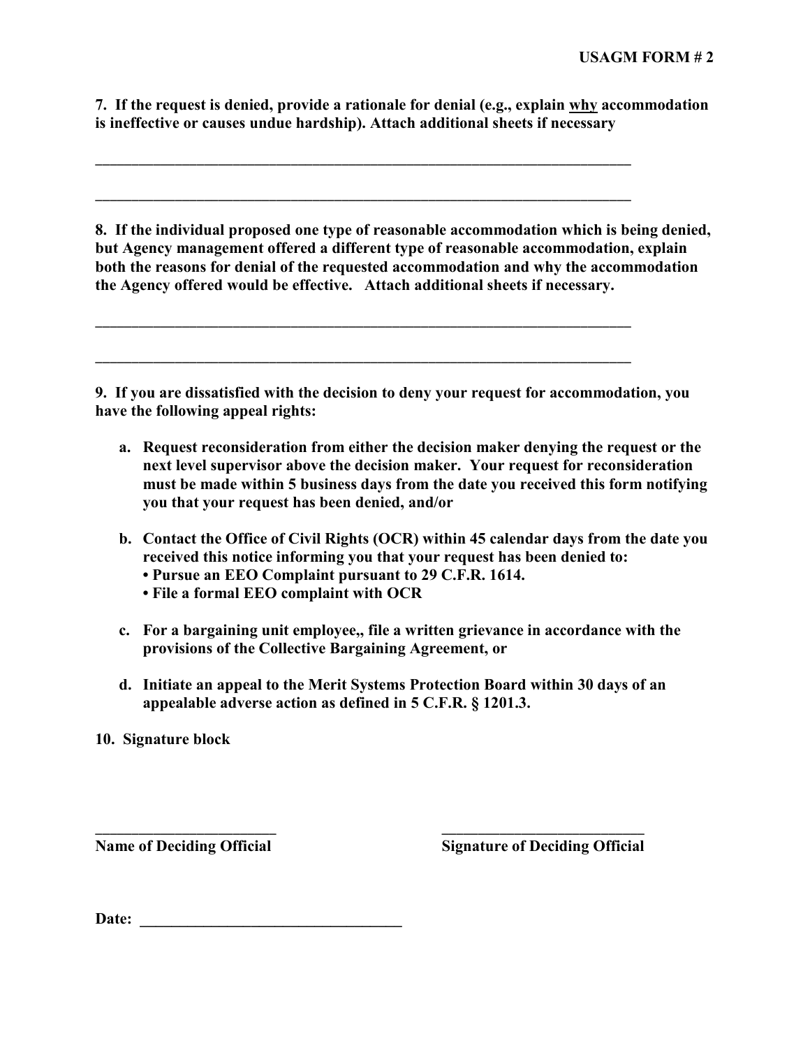**USAGM FORM # 2**

**7. If the request is denied, provide a rationale for denial (e.g., explain <u>why</u> accommodation is ineffective or causes undue hardship). Attach additional sheets if necessary**

_____________________________________________________________________________

_____________________________________________________________________________

**8. If the individual proposed one type of reasonable accommodation which is being denied, but Agency management offered a different type of reasonable accommodation, explain both the reasons for denial of the requested accommodation and why the accommodation the Agency offered would be effective. Attach additional sheets if necessary.**

_____________________________________________________________________________

_____________________________________________________________________________

**9. If you are dissatisfied with the decision to deny your request for accommodation, you have the following appeal rights:**

- **a. Request reconsideration from either the decision maker denying the request or the next level supervisor above the decision maker. Your request for reconsideration must be made within 5 business days from the date you received this form notifying you that your request has been denied, and/or**

- **b. Contact the Office of Civil Rights (OCR) within 45 calendar days from the date you received this notice informing you that your request has been denied to:**
  - **Pursue an EEO Complaint pursuant to 29 C.F.R. 1614.**
  - **File a formal EEO complaint with OCR**

- **c. For a bargaining unit employee,, file a written grievance in accordance with the provisions of the Collective Bargaining Agreement, or**

- **d. Initiate an appeal to the Merit Systems Protection Board within 30 days of an appealable adverse action as defined in 5 C.F.R. § 1201.3.**

**10. Signature block**

________________________ ________________________

**Name of Deciding Official** **Signature of Deciding Official**

**Date:** ________________________________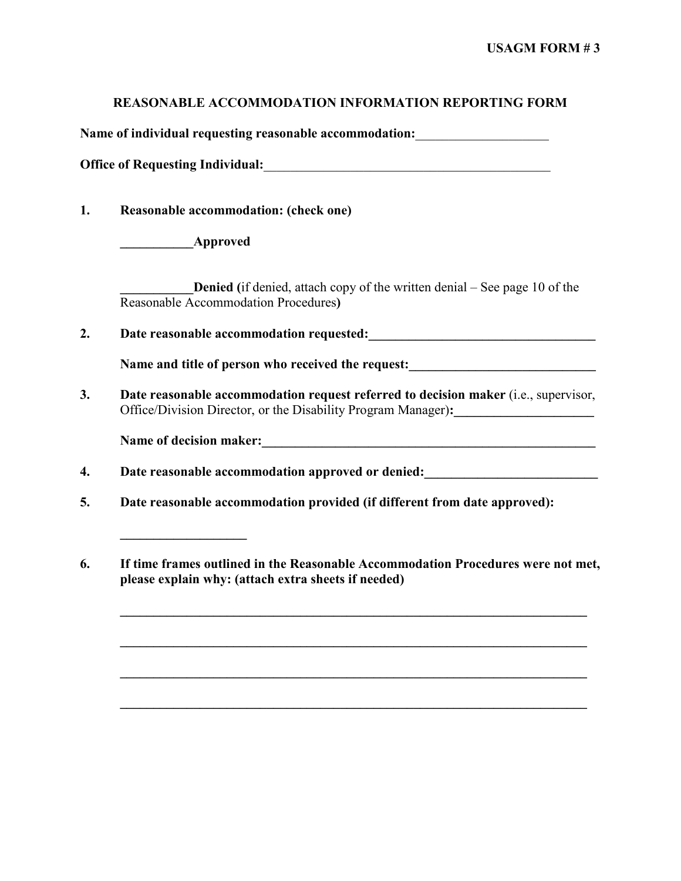**USAGM FORM # 3**

**REASONABLE ACCOMMODATION INFORMATION REPORTING FORM**

**Name of individual requesting reasonable accommodation:**____________________

**Office of Requesting Individual:**____________________________________________

**1. Reasonable accommodation: (check one)**

___________**Approved**

___________**Denied (**if denied, attach copy of the written denial – See page 10 of the Reasonable Accommodation Procedures**)**

**2. Date reasonable accommodation requested:**___________________________________

**Name and title of person who received the request:**____________________________

**3. Date reasonable accommodation request referred to decision maker** (i.e., supervisor, Office/Division Director, or the Disability Program Manager)**:**_____________________

**Name of decision maker:**_____________________________________________________

**4. Date reasonable accommodation approved or denied:**__________________________

**5. Date reasonable accommodation provided (if different from date approved):**

___________________

**6. If time frames outlined in the Reasonable Accommodation Procedures were not met, please explain why: (attach extra sheets if needed)**

__________________________________________________________________________

__________________________________________________________________________

__________________________________________________________________________

__________________________________________________________________________